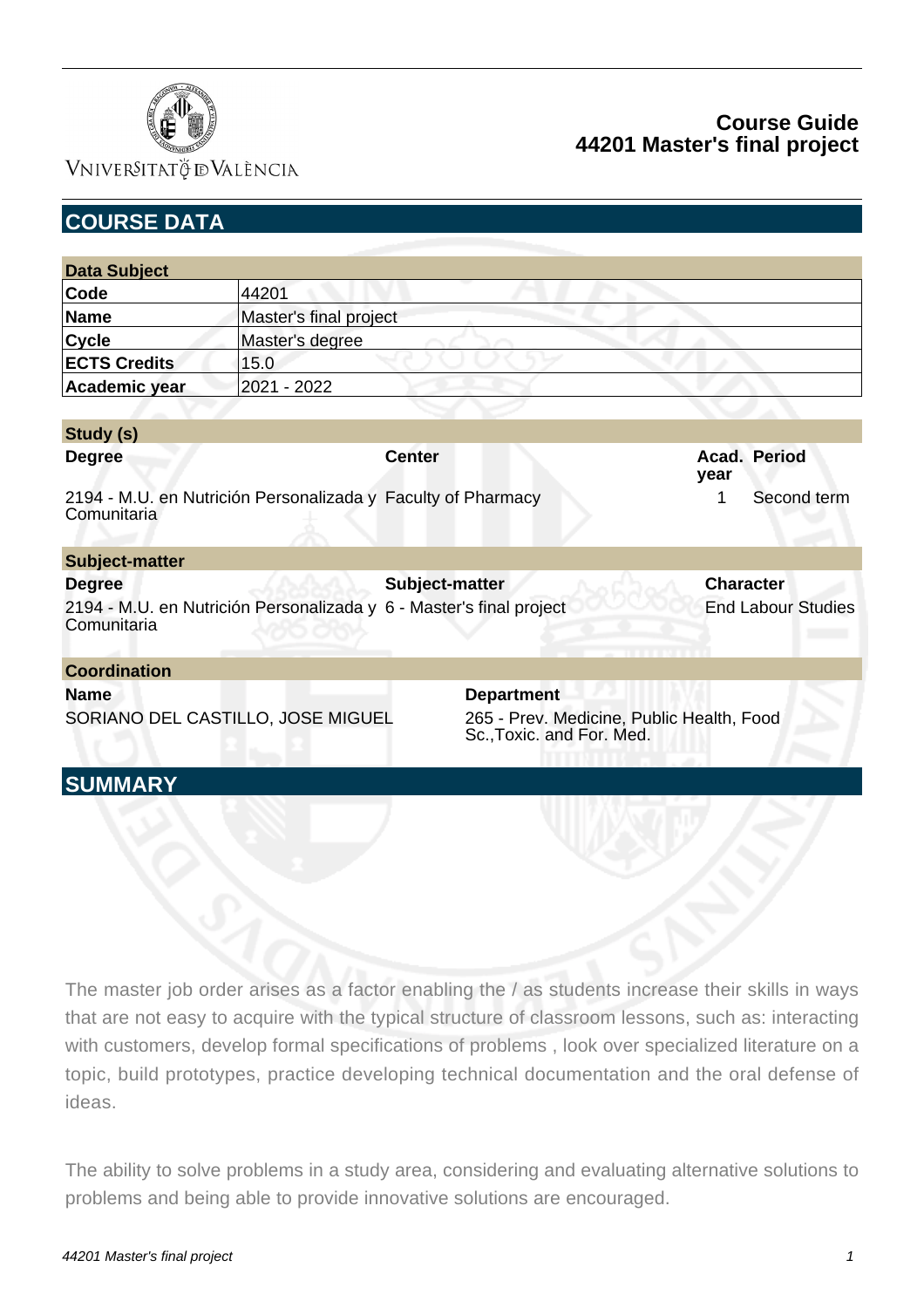# Course Guide
# 44201 Master's final project

## COURSE DATA

| Data Subject | |
|---|---|
| **Code** | 44201 |
| **Name** | Master's final project |
| **Cycle** | Master's degree |
| **ECTS Credits** | 15.0 |
| **Academic year** | 2021 - 2022 |

| Study (s) | | | |
|---|---|---|---|
| **Degree** | **Center** | **Acad. year** | **Period** |
| 2194 - M.U. en Nutrición Personalizada y Comunitaria | Faculty of Pharmacy | 1 | Second term |

| Subject-matter | | |
|---|---|---|
| **Degree** | **Subject-matter** | **Character** |
| 2194 - M.U. en Nutrición Personalizada y Comunitaria | 6 - Master's final project | End Labour Studies |

| Coordination | |
|---|---|
| **Name** | **Department** |
| SORIANO DEL CASTILLO, JOSE MIGUEL | 265 - Prev. Medicine, Public Health, Food Sc.,Toxic. and For. Med. |

## SUMMARY

The master job order arises as a factor enabling the / as students increase their skills in ways that are not easy to acquire with the typical structure of classroom lessons, such as: interacting with customers, develop formal specifications of problems , look over specialized literature on a topic, build prototypes, practice developing technical documentation and the oral defense of ideas.

The ability to solve problems in a study area, considering and evaluating alternative solutions to problems and being able to provide innovative solutions are encouraged.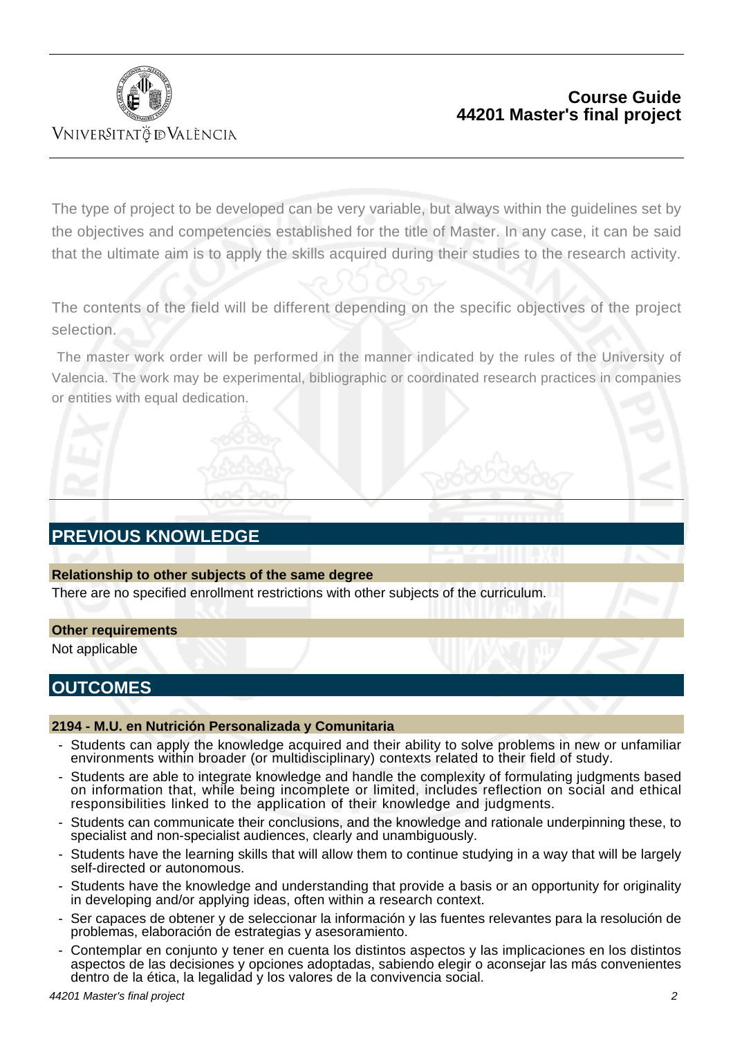The type of project to be developed can be very variable, but always within the guidelines set by the objectives and competencies established for the title of Master. In any case, it can be said that the ultimate aim is to apply the skills acquired during their studies to the research activity.

The contents of the field will be different depending on the specific objectives of the project selection.

The master work order will be performed in the manner indicated by the rules of the University of Valencia. The work may be experimental, bibliographic or coordinated research practices in companies or entities with equal dedication.

## PREVIOUS KNOWLEDGE

### Relationship to other subjects of the same degree

There are no specified enrollment restrictions with other subjects of the curriculum.

### Other requirements

Not applicable

## OUTCOMES

### 2194 - M.U. en Nutrición Personalizada y Comunitaria

- Students can apply the knowledge acquired and their ability to solve problems in new or unfamiliar environments within broader (or multidisciplinary) contexts related to their field of study.
- Students are able to integrate knowledge and handle the complexity of formulating judgments based on information that, while being incomplete or limited, includes reflection on social and ethical responsibilities linked to the application of their knowledge and judgments.
- Students can communicate their conclusions, and the knowledge and rationale underpinning these, to specialist and non-specialist audiences, clearly and unambiguously.
- Students have the learning skills that will allow them to continue studying in a way that will be largely self-directed or autonomous.
- Students have the knowledge and understanding that provide a basis or an opportunity for originality in developing and/or applying ideas, often within a research context.
- Ser capaces de obtener y de seleccionar la información y las fuentes relevantes para la resolución de problemas, elaboración de estrategias y asesoramiento.
- Contemplar en conjunto y tener en cuenta los distintos aspectos y las implicaciones en los distintos aspectos de las decisiones y opciones adoptadas, sabiendo elegir o aconsejar las más convenientes dentro de la ética, la legalidad y los valores de la convivencia social.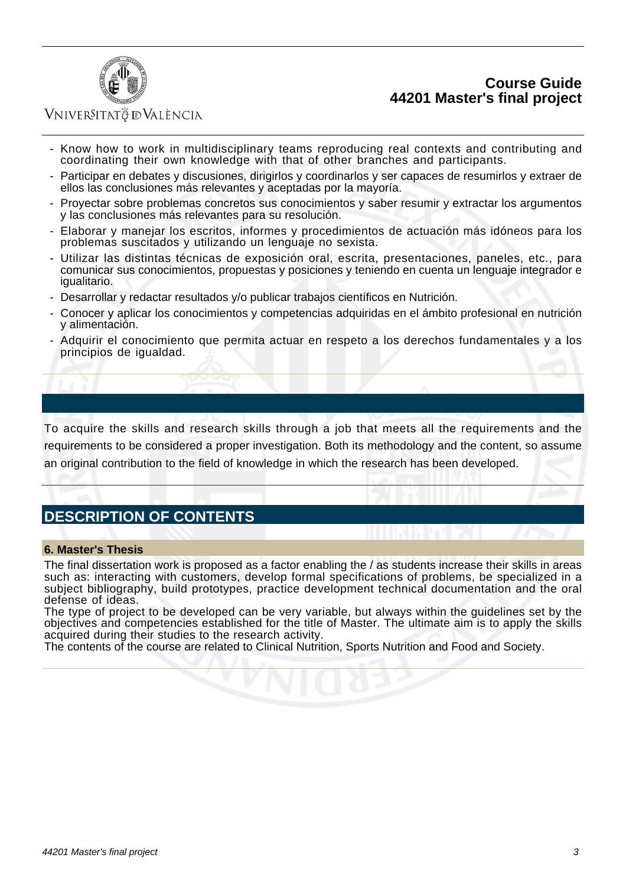- Know how to work in multidisciplinary teams reproducing real contexts and contributing and coordinating their own knowledge with that of other branches and participants.
- Participar en debates y discusiones, dirigirlos y coordinarlos y ser capaces de resumirlos y extraer de ellos las conclusiones más relevantes y aceptadas por la mayoría.
- Proyectar sobre problemas concretos sus conocimientos y saber resumir y extractar los argumentos y las conclusiones más relevantes para su resolución.
- Elaborar y manejar los escritos, informes y procedimientos de actuación más idóneos para los problemas suscitados y utilizando un lenguaje no sexista.
- Utilizar las distintas técnicas de exposición oral, escrita, presentaciones, paneles, etc., para comunicar sus conocimientos, propuestas y posiciones y teniendo en cuenta un lenguaje integrador e igualitario.
- Desarrollar y redactar resultados y/o publicar trabajos científicos en Nutrición.
- Conocer y aplicar los conocimientos y competencias adquiridas en el ámbito profesional en nutrición y alimentación.
- Adquirir el conocimiento que permita actuar en respeto a los derechos fundamentales y a los principios de igualdad.

To acquire the skills and research skills through a job that meets all the requirements and the requirements to be considered a proper investigation. Both its methodology and the content, so assume an original contribution to the field of knowledge in which the research has been developed.

## DESCRIPTION OF CONTENTS

### 6. Master's Thesis

The final dissertation work is proposed as a factor enabling the / as students increase their skills in areas such as: interacting with customers, develop formal specifications of problems, be specialized in a subject bibliography, build prototypes, practice development technical documentation and the oral defense of ideas.
The type of project to be developed can be very variable, but always within the guidelines set by the objectives and competencies established for the title of Master. The ultimate aim is to apply the skills acquired during their studies to the research activity.
The contents of the course are related to Clinical Nutrition, Sports Nutrition and Food and Society.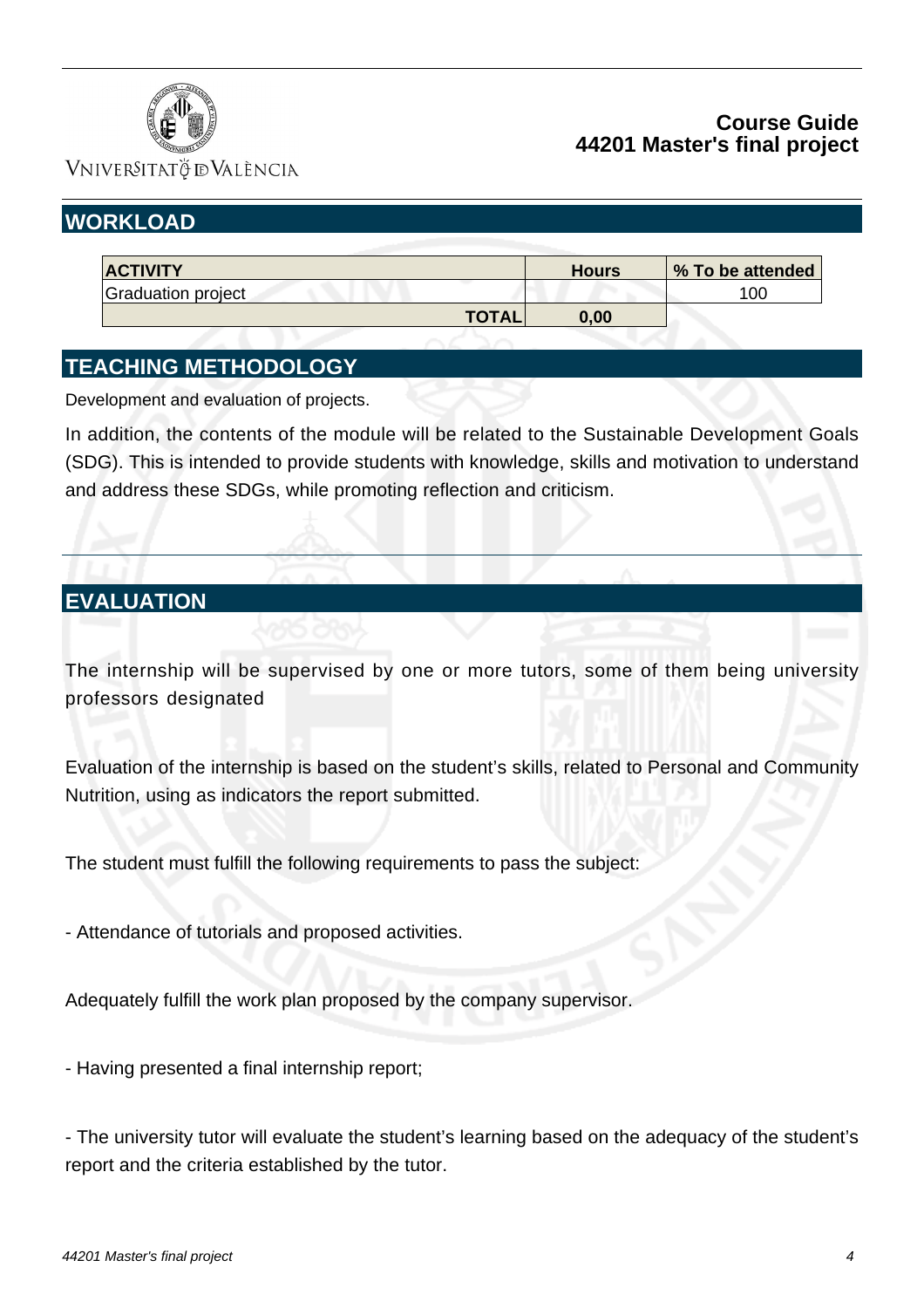## WORKLOAD

| ACTIVITY | Hours | % To be attended |
|---|---|---|
| Graduation project | | 100 |
| **TOTAL** | **0,00** | |

## TEACHING METHODOLOGY

Development and evaluation of projects.

In addition, the contents of the module will be related to the Sustainable Development Goals (SDG). This is intended to provide students with knowledge, skills and motivation to understand and address these SDGs, while promoting reflection and criticism.

## EVALUATION

The internship will be supervised by one or more tutors, some of them being university professors designated

Evaluation of the internship is based on the student's skills, related to Personal and Community Nutrition, using as indicators the report submitted.

The student must fulfill the following requirements to pass the subject:

- Attendance of tutorials and proposed activities.

Adequately fulfill the work plan proposed by the company supervisor.

- Having presented a final internship report;

- The university tutor will evaluate the student's learning based on the adequacy of the student's report and the criteria established by the tutor.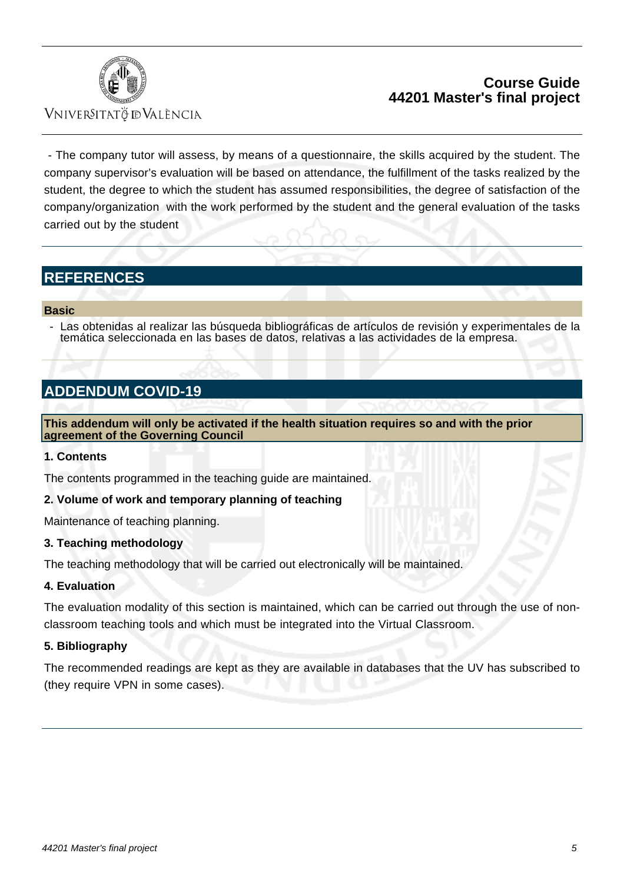- The company tutor will assess, by means of a questionnaire, the skills acquired by the student. The company supervisor's evaluation will be based on attendance, the fulfillment of the tasks realized by the student, the degree to which the student has assumed responsibilities, the degree of satisfaction of the company/organization with the work performed by the student and the general evaluation of the tasks carried out by the student

## REFERENCES

### Basic

- Las obtenidas al realizar las búsqueda bibliográficas de artículos de revisión y experimentales de la temática seleccionada en las bases de datos, relativas a las actividades de la empresa.

## ADDENDUM COVID-19

**This addendum will only be activated if the health situation requires so and with the prior agreement of the Governing Council**

**1. Contents**

The contents programmed in the teaching guide are maintained.

**2. Volume of work and temporary planning of teaching**

Maintenance of teaching planning.

**3. Teaching methodology**

The teaching methodology that will be carried out electronically will be maintained.

**4. Evaluation**

The evaluation modality of this section is maintained, which can be carried out through the use of non-classroom teaching tools and which must be integrated into the Virtual Classroom.

**5. Bibliography**

The recommended readings are kept as they are available in databases that the UV has subscribed to (they require VPN in some cases).